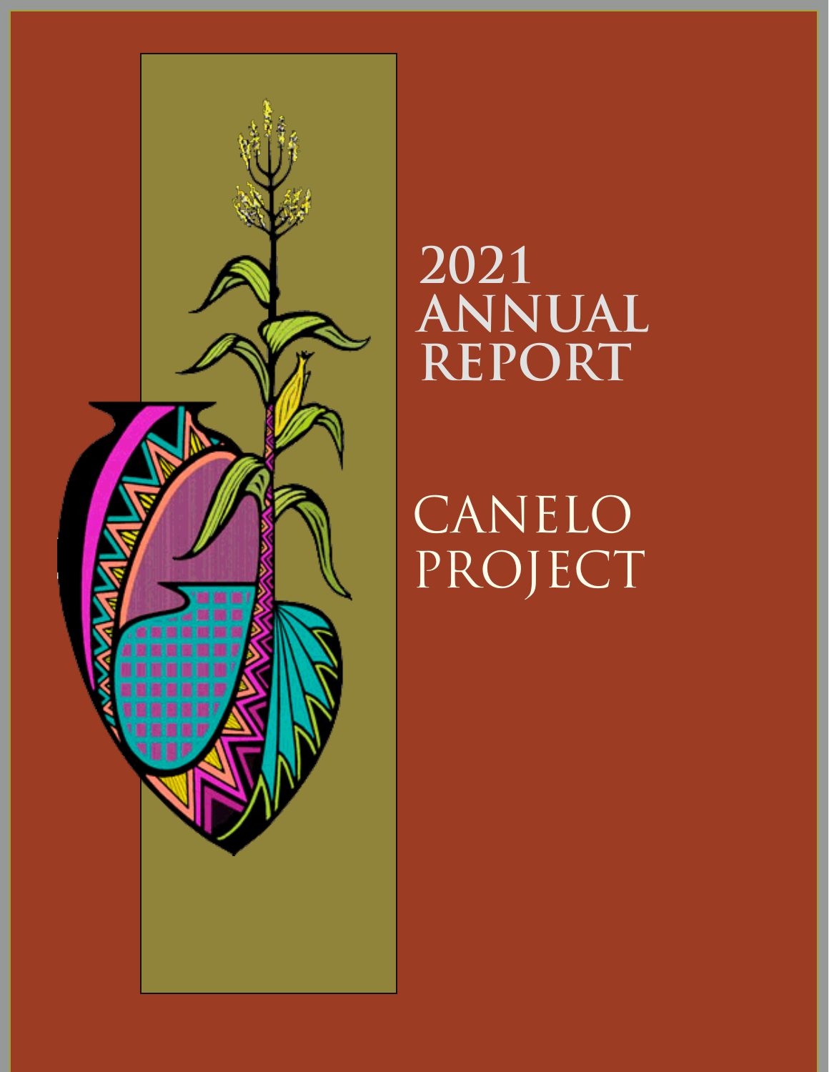# 2021 ANNUAL REPORT

# CANELO PROJECT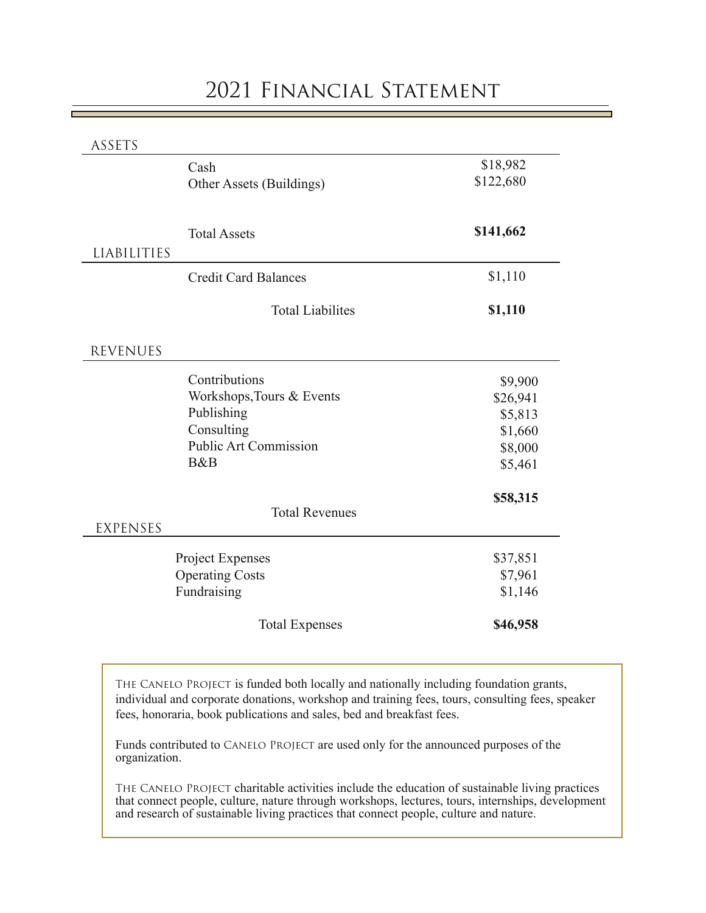# 2021 Financial Statement

## ASSETS

| | |
|---|---|
| Cash | $18,982 |
| Other Assets (Buildings) | $122,680 |
| Total Assets | **$141,662** |

## LIABILITIES

| | |
|---|---|
| Credit Card Balances | $1,110 |
| Total Liabilites | **$1,110** |

## REVENUES

| | |
|---|---|
| Contributions | $9,900 |
| Workshops,Tours & Events | $26,941 |
| Publishing | $5,813 |
| Consulting | $1,660 |
| Public Art Commission | $8,000 |
| B&B | $5,461 |
| Total Revenues | **$58,315** |

## EXPENSES

| | |
|---|---|
| Project Expenses | $37,851 |
| Operating Costs | $7,961 |
| Fundraising | $1,146 |
| Total Expenses | **$46,958** |

The Canelo Project is funded both locally and nationally including foundation grants, individual and corporate donations, workshop and training fees, tours, consulting fees, speaker fees, honoraria, book publications and sales, bed and breakfast fees.

Funds contributed to Canelo Project are used only for the announced purposes of the organization.

The Canelo Project charitable activities include the education of sustainable living practices that connect people, culture, nature through workshops, lectures, tours, internships, development and research of sustainable living practices that connect people, culture and nature.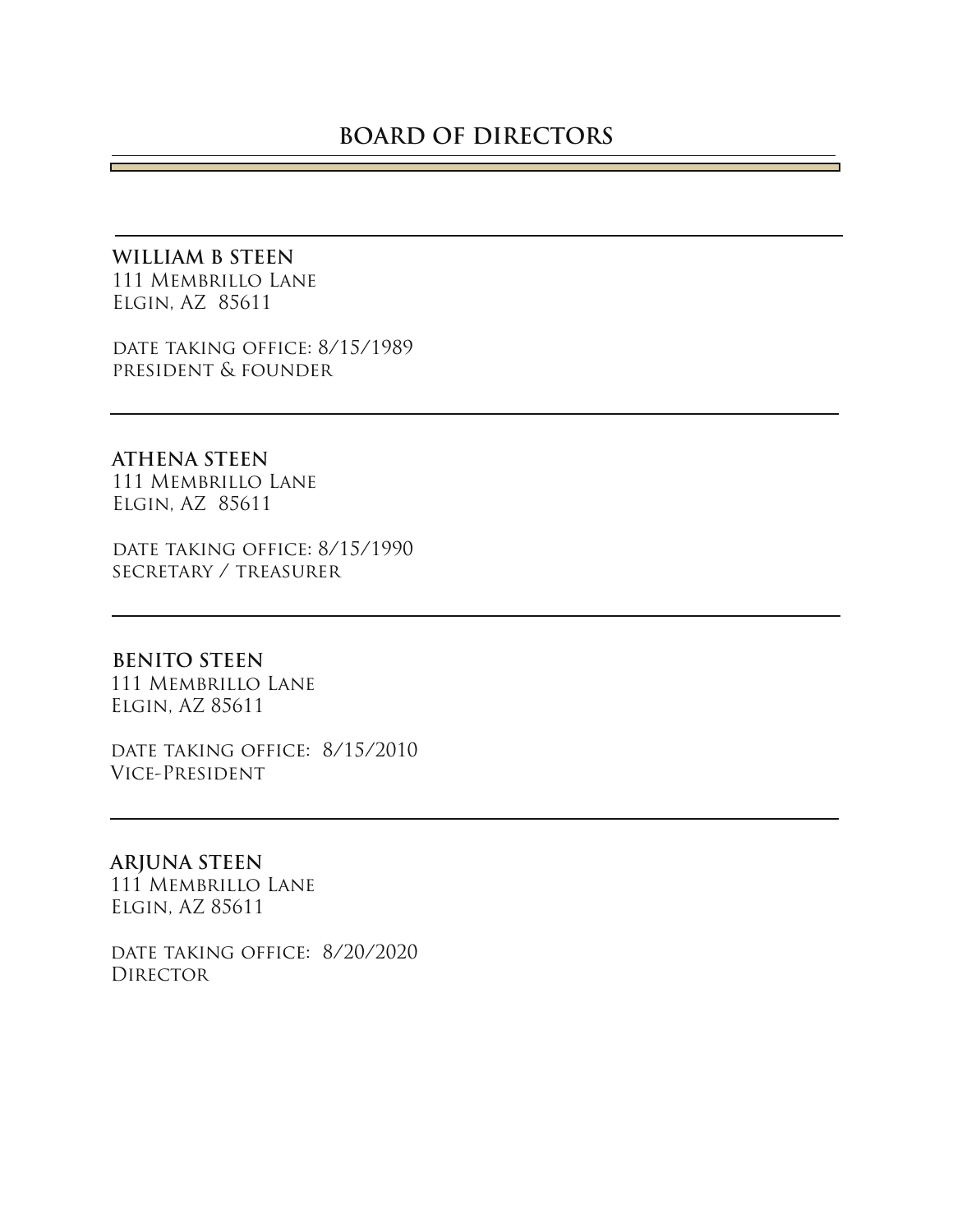# BOARD OF DIRECTORS

---

**WILLIAM B STEEN**
111 Membrillo Lane
Elgin, AZ 85611

date taking office: 8/15/1989
president & founder

---

**ATHENA STEEN**
111 Membrillo Lane
Elgin, AZ 85611

date taking office: 8/15/1990
secretary / treasurer

---

**BENITO STEEN**
111 Membrillo Lane
Elgin, AZ 85611

date taking office: 8/15/2010
Vice-President

---

**ARJUNA STEEN**
111 Membrillo Lane
Elgin, AZ 85611

date taking office: 8/20/2020
Director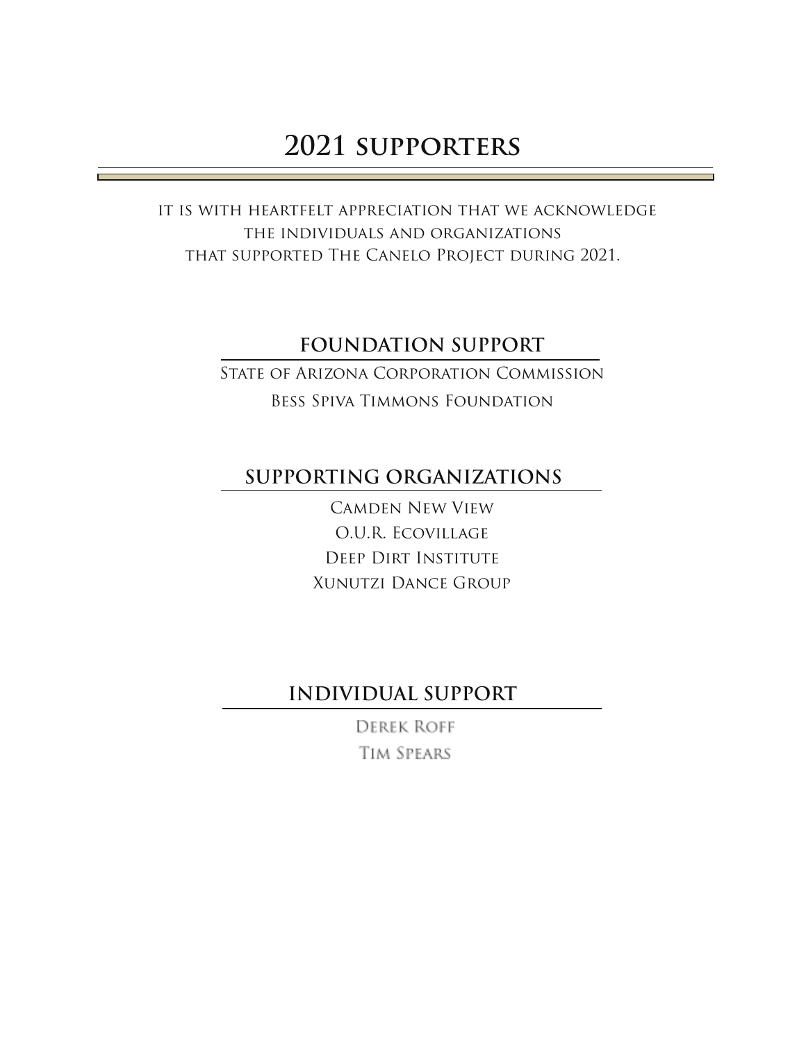# 2021 SUPPORTERS

It is with heartfelt appreciation that we acknowledge
the individuals and organizations
that supported The Canelo Project during 2021.

## FOUNDATION SUPPORT

State of Arizona Corporation Commission

Bess Spiva Timmons Foundation

## SUPPORTING ORGANIZATIONS

Camden New View

O.U.R. Ecovillage

Deep Dirt Institute

Xunutzi Dance Group

## INDIVIDUAL SUPPORT

Derek Roff

Tim Spears